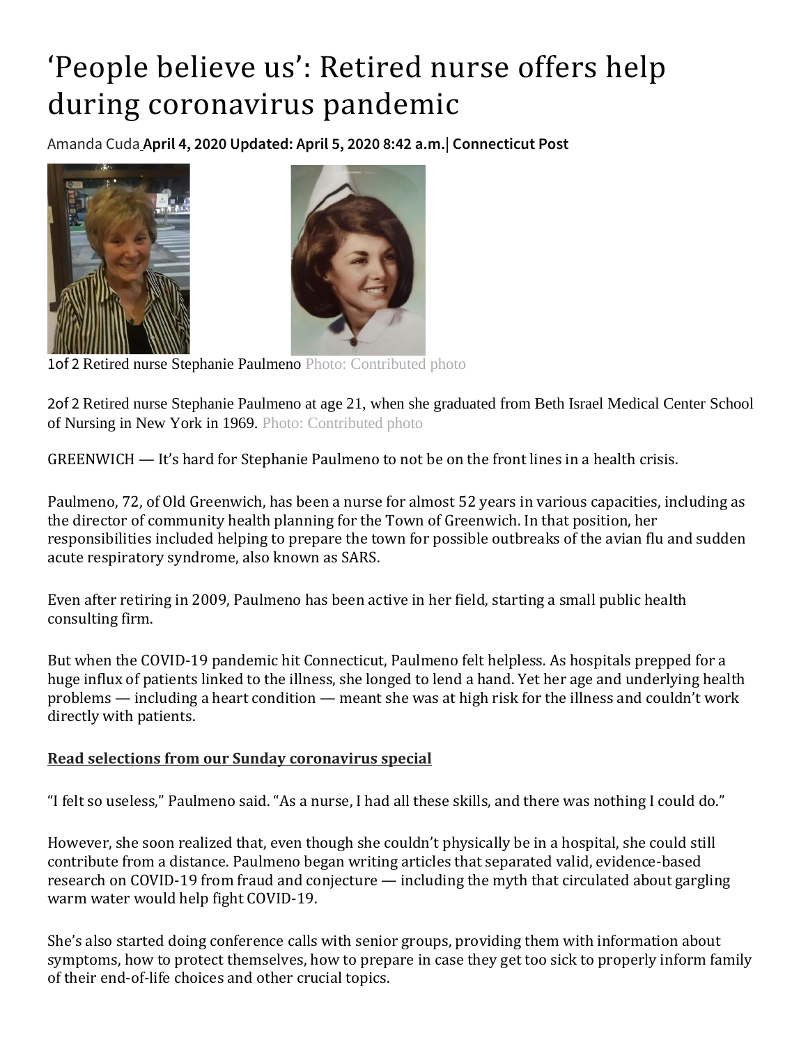# ‘People believe us’: Retired nurse offers help during coronavirus pandemic

Amanda Cuda **April 4, 2020 Updated: April 5, 2020 8:42 a.m.| Connecticut Post**

1of 2 Retired nurse Stephanie Paulmeno Photo: Contributed photo

2of 2 Retired nurse Stephanie Paulmeno at age 21, when she graduated from Beth Israel Medical Center School of Nursing in New York in 1969. Photo: Contributed photo

GREENWICH — It’s hard for Stephanie Paulmeno to not be on the front lines in a health crisis.

Paulmeno, 72, of Old Greenwich, has been a nurse for almost 52 years in various capacities, including as the director of community health planning for the Town of Greenwich. In that position, her responsibilities included helping to prepare the town for possible outbreaks of the avian flu and sudden acute respiratory syndrome, also known as SARS.

Even after retiring in 2009, Paulmeno has been active in her field, starting a small public health consulting firm.

But when the COVID-19 pandemic hit Connecticut, Paulmeno felt helpless. As hospitals prepped for a huge influx of patients linked to the illness, she longed to lend a hand. Yet her age and underlying health problems — including a heart condition — meant she was at high risk for the illness and couldn’t work directly with patients.

**Read selections from our Sunday coronavirus special**

“I felt so useless,” Paulmeno said. “As a nurse, I had all these skills, and there was nothing I could do.”

However, she soon realized that, even though she couldn’t physically be in a hospital, she could still contribute from a distance. Paulmeno began writing articles that separated valid, evidence-based research on COVID-19 from fraud and conjecture — including the myth that circulated about gargling warm water would help fight COVID-19.

She’s also started doing conference calls with senior groups, providing them with information about symptoms, how to protect themselves, how to prepare in case they get too sick to properly inform family of their end-of-life choices and other crucial topics.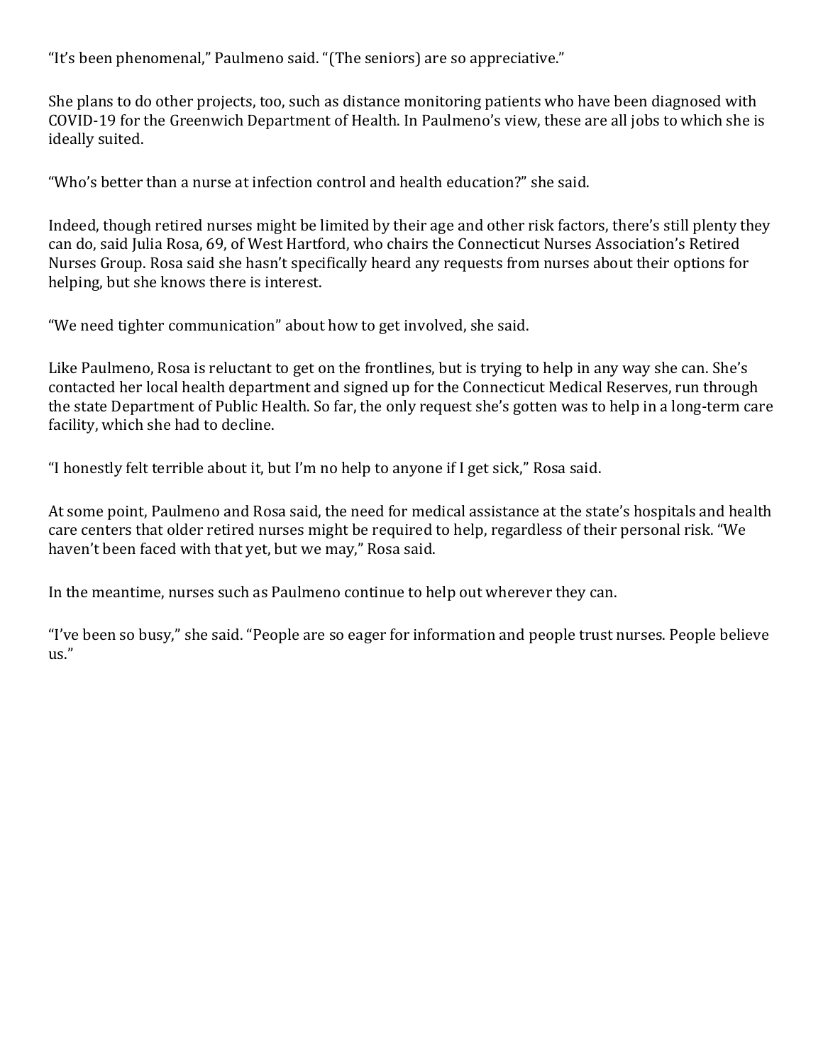"It's been phenomenal," Paulmeno said. "(The seniors) are so appreciative."

She plans to do other projects, too, such as distance monitoring patients who have been diagnosed with COVID-19 for the Greenwich Department of Health. In Paulmeno's view, these are all jobs to which she is ideally suited.

"Who's better than a nurse at infection control and health education?" she said.

Indeed, though retired nurses might be limited by their age and other risk factors, there's still plenty they can do, said Julia Rosa, 69, of West Hartford, who chairs the Connecticut Nurses Association's Retired Nurses Group. Rosa said she hasn't specifically heard any requests from nurses about their options for helping, but she knows there is interest.

"We need tighter communication" about how to get involved, she said.

Like Paulmeno, Rosa is reluctant to get on the frontlines, but is trying to help in any way she can. She's contacted her local health department and signed up for the Connecticut Medical Reserves, run through the state Department of Public Health. So far, the only request she's gotten was to help in a long-term care facility, which she had to decline.

"I honestly felt terrible about it, but I'm no help to anyone if I get sick," Rosa said.

At some point, Paulmeno and Rosa said, the need for medical assistance at the state's hospitals and health care centers that older retired nurses might be required to help, regardless of their personal risk. "We haven't been faced with that yet, but we may," Rosa said.

In the meantime, nurses such as Paulmeno continue to help out wherever they can.

"I've been so busy," she said. "People are so eager for information and people trust nurses. People believe us."